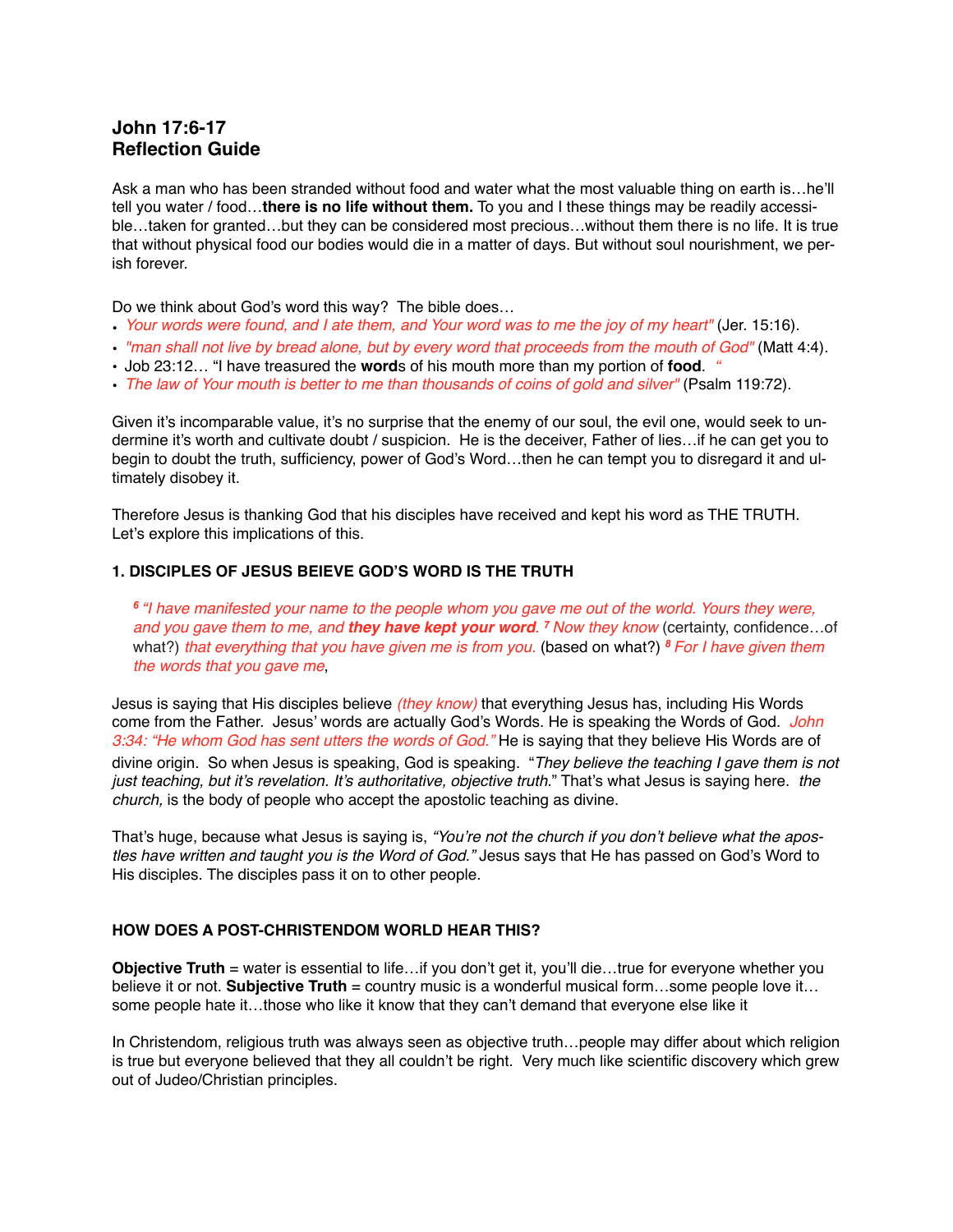# John 17:6-17
# Reflection Guide

Ask a man who has been stranded without food and water what the most valuable thing on earth is…he'll tell you water / food…**there is no life without them.** To you and I these things may be readily accessible…taken for granted…but they can be considered most precious…without them there is no life. It is true that without physical food our bodies would die in a matter of days. But without soul nourishment, we perish forever.

Do we think about God's word this way? The bible does…

- *Your words were found, and I ate them, and Your word was to me the joy of my heart"* (Jer. 15:16).
- *"man shall not live by bread alone, but by every word that proceeds from the mouth of God"* (Matt 4:4).
- Job 23:12… "I have treasured the **word**s of his mouth more than my portion of **food**. *"*
- *The law of Your mouth is better to me than thousands of coins of gold and silver"* (Psalm 119:72).

Given it's incomparable value, it's no surprise that the enemy of our soul, the evil one, would seek to undermine it's worth and cultivate doubt / suspicion. He is the deceiver, Father of lies…if he can get you to begin to doubt the truth, sufficiency, power of God's Word…then he can tempt you to disregard it and ultimately disobey it.

Therefore Jesus is thanking God that his disciples have received and kept his word as THE TRUTH. Let's explore this implications of this.

### 1. DISCIPLES OF JESUS BEIEVE GOD'S WORD IS THE TRUTH

> ***6*** *"I have manifested your name to the people whom you gave me out of the world. Yours they were, and you gave them to me, and* ***they have kept your word****.* ***7*** *Now they know* (certainty, confidence…of what?) *that everything that you have given me is from you.* (based on what?) ***8*** *For I have given them the words that you gave me*,

Jesus is saying that His disciples believe *(they know)* that everything Jesus has, including His Words come from the Father. Jesus' words are actually God's Words. He is speaking the Words of God. *John 3:34: "He whom God has sent utters the words of God."* He is saying that they believe His Words are of divine origin. So when Jesus is speaking, God is speaking. "*They believe the teaching I gave them is not just teaching, but it's revelation. It's authoritative, objective truth.*" That's what Jesus is saying here. *the church,* is the body of people who accept the apostolic teaching as divine.

That's huge, because what Jesus is saying is, *"You're not the church if you don't believe what the apostles have written and taught you is the Word of God."* Jesus says that He has passed on God's Word to His disciples. The disciples pass it on to other people.

### HOW DOES A POST-CHRISTENDOM WORLD HEAR THIS?

**Objective Truth** = water is essential to life…if you don't get it, you'll die…true for everyone whether you believe it or not. **Subjective Truth** = country music is a wonderful musical form…some people love it…some people hate it…those who like it know that they can't demand that everyone else like it

In Christendom, religious truth was always seen as objective truth…people may differ about which religion is true but everyone believed that they all couldn't be right. Very much like scientific discovery which grew out of Judeo/Christian principles.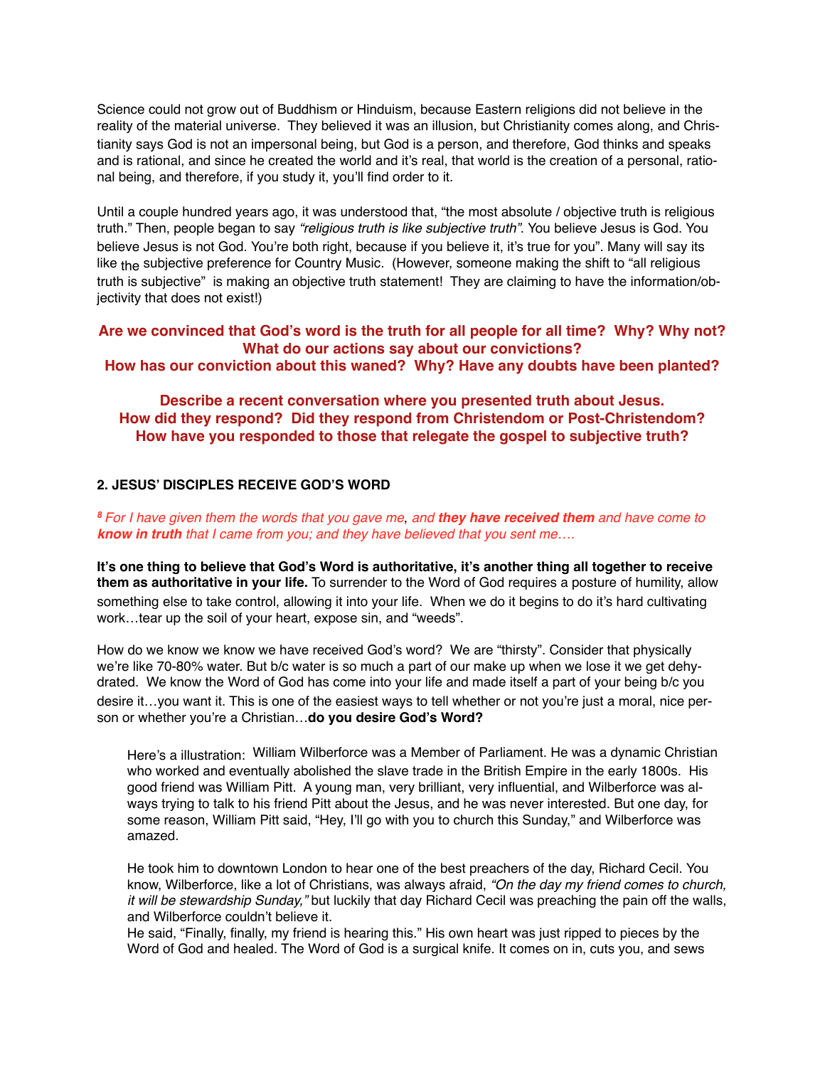Science could not grow out of Buddhism or Hinduism, because Eastern religions did not believe in the reality of the material universe. They believed it was an illusion, but Christianity comes along, and Christianity says God is not an impersonal being, but God is a person, and therefore, God thinks and speaks and is rational, and since he created the world and it's real, that world is the creation of a personal, rational being, and therefore, if you study it, you'll find order to it.

Until a couple hundred years ago, it was understood that, "the most absolute / objective truth is religious truth." Then, people began to say *"religious truth is like subjective truth"*. You believe Jesus is God. You believe Jesus is not God. You're both right, because if you believe it, it's true for you". Many will say its like the subjective preference for Country Music. (However, someone making the shift to "all religious truth is subjective" is making an objective truth statement! They are claiming to have the information/objectivity that does not exist!)

**Are we convinced that God's word is the truth for all people for all time? Why? Why not?**
**What do our actions say about our convictions?**
**How has our conviction about this waned? Why? Have any doubts have been planted?**

**Describe a recent conversation where you presented truth about Jesus.**
**How did they respond? Did they respond from Christendom or Post-Christendom?**
**How have you responded to those that relegate the gospel to subjective truth?**

### 2. JESUS' DISCIPLES RECEIVE GOD'S WORD

*[8] For I have given them the words that you gave me, and **they have received them** and have come to **know in truth** that I came from you; and they have believed that you sent me….*

**It's one thing to believe that God's Word is authoritative, it's another thing all together to receive them as authoritative in your life.** To surrender to the Word of God requires a posture of humility, allow something else to take control, allowing it into your life. When we do it begins to do it's hard cultivating work…tear up the soil of your heart, expose sin, and "weeds".

How do we know we know we have received God's word? We are "thirsty". Consider that physically we're like 70-80% water. But b/c water is so much a part of our make up when we lose it we get dehydrated. We know the Word of God has come into your life and made itself a part of your being b/c you desire it…you want it. This is one of the easiest ways to tell whether or not you're just a moral, nice person or whether you're a Christian…**do you desire God's Word?**

> Here's a illustration: William Wilberforce was a Member of Parliament. He was a dynamic Christian who worked and eventually abolished the slave trade in the British Empire in the early 1800s. His good friend was William Pitt. A young man, very brilliant, very influential, and Wilberforce was always trying to talk to his friend Pitt about the Jesus, and he was never interested. But one day, for some reason, William Pitt said, "Hey, I'll go with you to church this Sunday," and Wilberforce was amazed.
>
> He took him to downtown London to hear one of the best preachers of the day, Richard Cecil. You know, Wilberforce, like a lot of Christians, was always afraid, *"On the day my friend comes to church, it will be stewardship Sunday,"* but luckily that day Richard Cecil was preaching the pain off the walls, and Wilberforce couldn't believe it.
> He said, "Finally, finally, my friend is hearing this." His own heart was just ripped to pieces by the Word of God and healed. The Word of God is a surgical knife. It comes on in, cuts you, and sews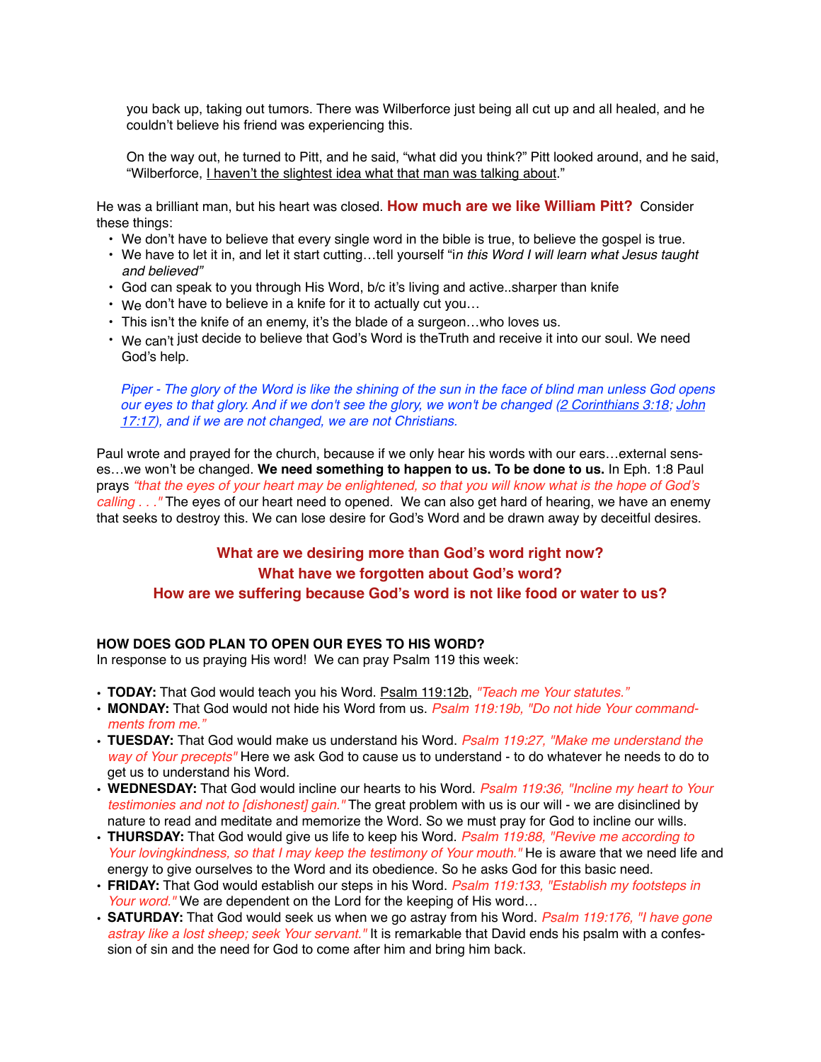you back up, taking out tumors. There was Wilberforce just being all cut up and all healed, and he couldn't believe his friend was experiencing this.

On the way out, he turned to Pitt, and he said, "what did you think?" Pitt looked around, and he said, "Wilberforce, I haven't the slightest idea what that man was talking about."

He was a brilliant man, but his heart was closed. **How much are we like William Pitt?** Consider these things:

- We don't have to believe that every single word in the bible is true, to believe the gospel is true.
- We have to let it in, and let it start cutting…tell yourself "i*n this Word I will learn what Jesus taught and believed"*
- God can speak to you through His Word, b/c it's living and active..sharper than knife
- We don't have to believe in a knife for it to actually cut you…
- This isn't the knife of an enemy, it's the blade of a surgeon…who loves us.
- We can't just decide to believe that God's Word is theTruth and receive it into our soul. We need God's help.

*Piper - The glory of the Word is like the shining of the sun in the face of blind man unless God opens our eyes to that glory. And if we don't see the glory, we won't be changed (2 Corinthians 3:18; John 17:17), and if we are not changed, we are not Christians.*

Paul wrote and prayed for the church, because if we only hear his words with our ears…external senses…we won't be changed. **We need something to happen to us. To be done to us.** In Eph. 1:8 Paul prays *"that the eyes of your heart may be enlightened, so that you will know what is the hope of God's calling . . ."* The eyes of our heart need to opened. We can also get hard of hearing, we have an enemy that seeks to destroy this. We can lose desire for God's Word and be drawn away by deceitful desires.

**What are we desiring more than God's word right now?**
**What have we forgotten about God's word?**
**How are we suffering because God's word is not like food or water to us?**

**HOW DOES GOD PLAN TO OPEN OUR EYES TO HIS WORD?**
In response to us praying His word! We can pray Psalm 119 this week:

- **TODAY:** That God would teach you his Word. Psalm 119:12b, *"Teach me Your statutes."*
- **MONDAY:** That God would not hide his Word from us. *Psalm 119:19b, "Do not hide Your commandments from me."*
- **TUESDAY:** That God would make us understand his Word. *Psalm 119:27, "Make me understand the way of Your precepts"* Here we ask God to cause us to understand - to do whatever he needs to do to get us to understand his Word.
- **WEDNESDAY:** That God would incline our hearts to his Word. *Psalm 119:36, "Incline my heart to Your testimonies and not to [dishonest] gain."* The great problem with us is our will - we are disinclined by nature to read and meditate and memorize the Word. So we must pray for God to incline our wills.
- **THURSDAY:** That God would give us life to keep his Word. *Psalm 119:88, "Revive me according to Your lovingkindness, so that I may keep the testimony of Your mouth."* He is aware that we need life and energy to give ourselves to the Word and its obedience. So he asks God for this basic need.
- **FRIDAY:** That God would establish our steps in his Word. *Psalm 119:133, "Establish my footsteps in Your word."* We are dependent on the Lord for the keeping of His word…
- **SATURDAY:** That God would seek us when we go astray from his Word. *Psalm 119:176, "I have gone astray like a lost sheep; seek Your servant."* It is remarkable that David ends his psalm with a confession of sin and the need for God to come after him and bring him back.